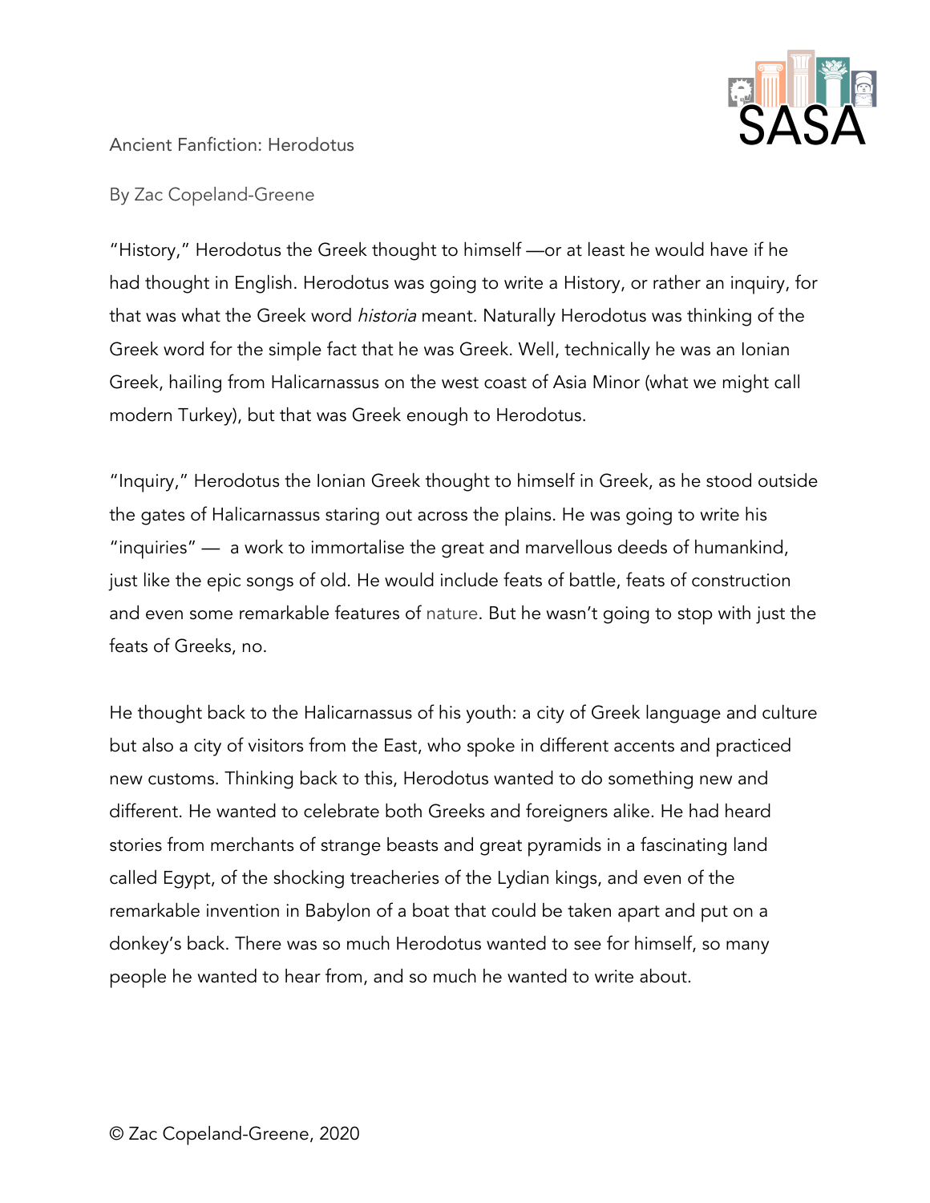# Ancient Fanfiction: Herodotus

By Zac Copeland-Greene

"History," Herodotus the Greek thought to himself —or at least he would have if he had thought in English. Herodotus was going to write a History, or rather an inquiry, for that was what the Greek word *historia* meant. Naturally Herodotus was thinking of the Greek word for the simple fact that he was Greek. Well, technically he was an Ionian Greek, hailing from Halicarnassus on the west coast of Asia Minor (what we might call modern Turkey), but that was Greek enough to Herodotus.

"Inquiry," Herodotus the Ionian Greek thought to himself in Greek, as he stood outside the gates of Halicarnassus staring out across the plains. He was going to write his "inquiries" — a work to immortalise the great and marvellous deeds of humankind, just like the epic songs of old. He would include feats of battle, feats of construction and even some remarkable features of nature. But he wasn't going to stop with just the feats of Greeks, no.

He thought back to the Halicarnassus of his youth: a city of Greek language and culture but also a city of visitors from the East, who spoke in different accents and practiced new customs. Thinking back to this, Herodotus wanted to do something new and different. He wanted to celebrate both Greeks and foreigners alike. He had heard stories from merchants of strange beasts and great pyramids in a fascinating land called Egypt, of the shocking treacheries of the Lydian kings, and even of the remarkable invention in Babylon of a boat that could be taken apart and put on a donkey's back. There was so much Herodotus wanted to see for himself, so many people he wanted to hear from, and so much he wanted to write about.

© Zac Copeland-Greene, 2020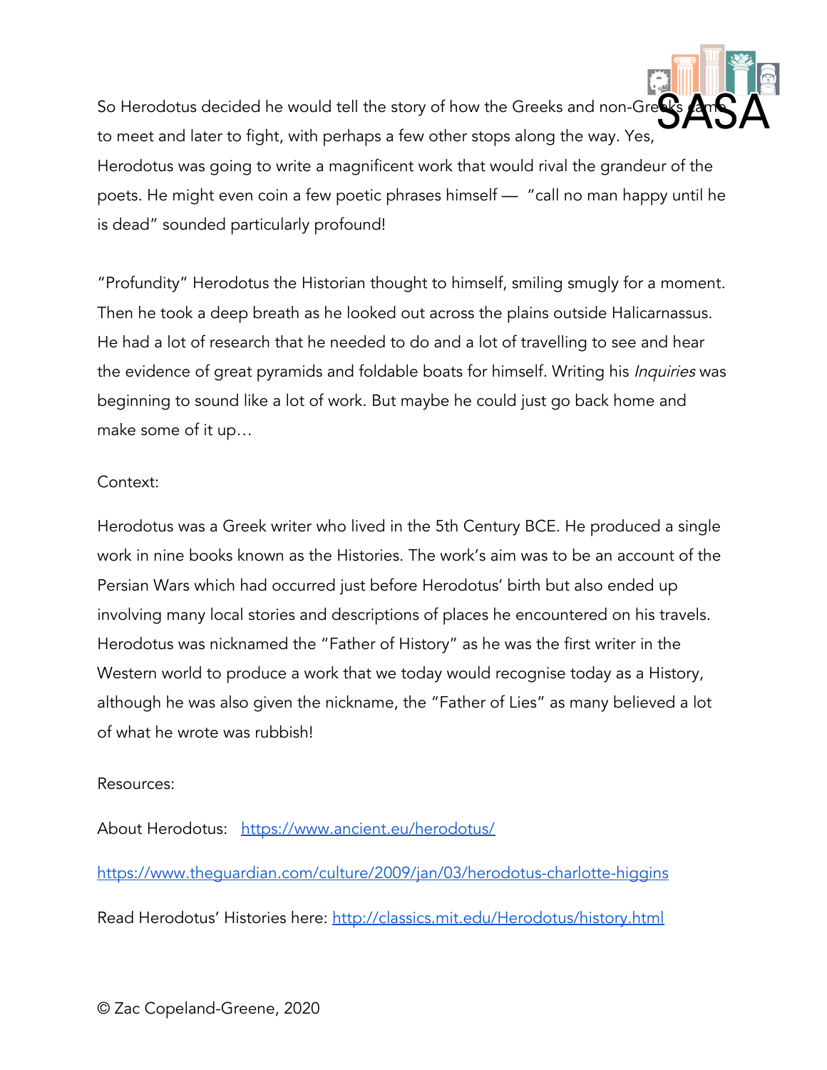So Herodotus decided he would tell the story of how the Greeks and non-Greeks came to meet and later to fight, with perhaps a few other stops along the way. Yes, Herodotus was going to write a magnificent work that would rival the grandeur of the poets. He might even coin a few poetic phrases himself — "call no man happy until he is dead" sounded particularly profound!

"Profundity" Herodotus the Historian thought to himself, smiling smugly for a moment. Then he took a deep breath as he looked out across the plains outside Halicarnassus. He had a lot of research that he needed to do and a lot of travelling to see and hear the evidence of great pyramids and foldable boats for himself. Writing his *Inquiries* was beginning to sound like a lot of work. But maybe he could just go back home and make some of it up…

Context:

Herodotus was a Greek writer who lived in the 5th Century BCE. He produced a single work in nine books known as the Histories. The work's aim was to be an account of the Persian Wars which had occurred just before Herodotus' birth but also ended up involving many local stories and descriptions of places he encountered on his travels. Herodotus was nicknamed the "Father of History" as he was the first writer in the Western world to produce a work that we today would recognise today as a History, although he was also given the nickname, the "Father of Lies" as many believed a lot of what he wrote was rubbish!

Resources:

About Herodotus: [https://www.ancient.eu/herodotus/](https://www.ancient.eu/herodotus/)

[https://www.theguardian.com/culture/2009/jan/03/herodotus-charlotte-higgins](https://www.theguardian.com/culture/2009/jan/03/herodotus-charlotte-higgins)

Read Herodotus' Histories here: [http://classics.mit.edu/Herodotus/history.html](http://classics.mit.edu/Herodotus/history.html)

© Zac Copeland-Greene, 2020